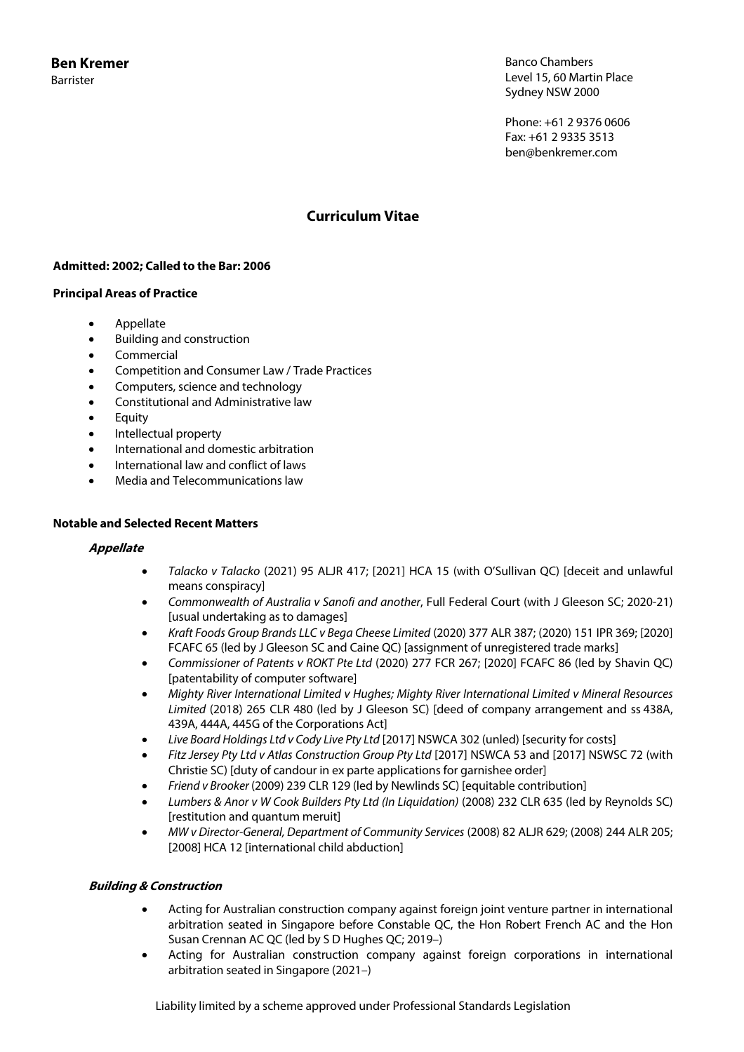**Ben Kremer**
Barrister

Banco Chambers
Level 15, 60 Martin Place
Sydney NSW 2000

Phone: +61 2 9376 0606
Fax: +61 2 9335 3513
ben@benkremer.com

# Curriculum Vitae

**Admitted: 2002; Called to the Bar: 2006**

**Principal Areas of Practice**

- Appellate
- Building and construction
- Commercial
- Competition and Consumer Law / Trade Practices
- Computers, science and technology
- Constitutional and Administrative law
- Equity
- Intellectual property
- International and domestic arbitration
- International law and conflict of laws
- Media and Telecommunications law

**Notable and Selected Recent Matters**

***Appellate***

- *Talacko v Talacko* (2021) 95 ALJR 417; [2021] HCA 15 (with O'Sullivan QC) [deceit and unlawful means conspiracy]
- *Commonwealth of Australia v Sanofi and another*, Full Federal Court (with J Gleeson SC; 2020-21) [usual undertaking as to damages]
- *Kraft Foods Group Brands LLC v Bega Cheese Limited* (2020) 377 ALR 387; (2020) 151 IPR 369; [2020] FCAFC 65 (led by J Gleeson SC and Caine QC) [assignment of unregistered trade marks]
- *Commissioner of Patents v ROKT Pte Ltd* (2020) 277 FCR 267; [2020] FCAFC 86 (led by Shavin QC) [patentability of computer software]
- *Mighty River International Limited v Hughes; Mighty River International Limited v Mineral Resources Limited* (2018) 265 CLR 480 (led by J Gleeson SC) [deed of company arrangement and ss 438A, 439A, 444A, 445G of the Corporations Act]
- *Live Board Holdings Ltd v Cody Live Pty Ltd* [2017] NSWCA 302 (unled) [security for costs]
- *Fitz Jersey Pty Ltd v Atlas Construction Group Pty Ltd* [2017] NSWCA 53 and [2017] NSWSC 72 (with Christie SC) [duty of candour in ex parte applications for garnishee order]
- *Friend v Brooker* (2009) 239 CLR 129 (led by Newlinds SC) [equitable contribution]
- *Lumbers & Anor v W Cook Builders Pty Ltd (In Liquidation)* (2008) 232 CLR 635 (led by Reynolds SC) [restitution and quantum meruit]
- *MW v Director-General, Department of Community Services* (2008) 82 ALJR 629; (2008) 244 ALR 205; [2008] HCA 12 [international child abduction]

***Building & Construction***

- Acting for Australian construction company against foreign joint venture partner in international arbitration seated in Singapore before Constable QC, the Hon Robert French AC and the Hon Susan Crennan AC QC (led by S D Hughes QC; 2019–)
- Acting for Australian construction company against foreign corporations in international arbitration seated in Singapore (2021–)

Liability limited by a scheme approved under Professional Standards Legislation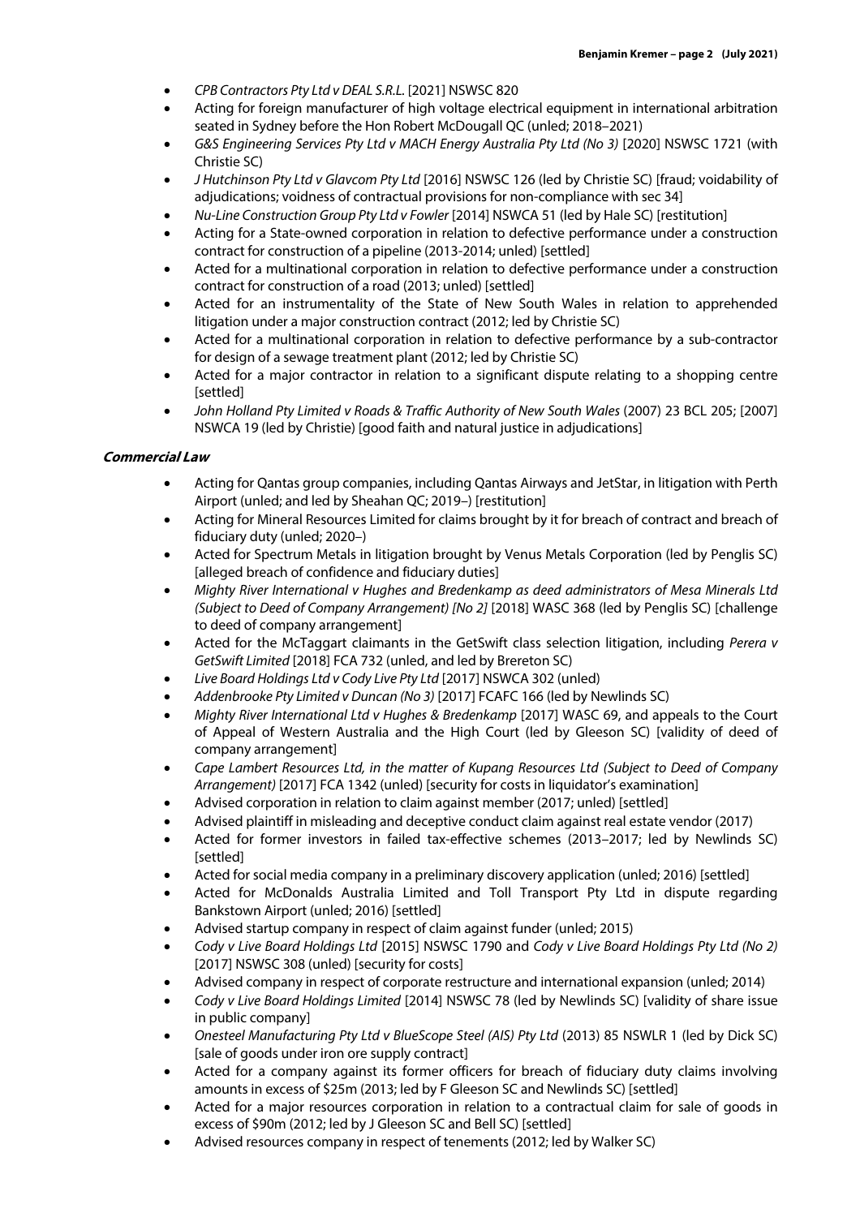- *CPB Contractors Pty Ltd v DEAL S.R.L.* [2021] NSWSC 820
- Acting for foreign manufacturer of high voltage electrical equipment in international arbitration seated in Sydney before the Hon Robert McDougall QC (unled; 2018–2021)
- *G&S Engineering Services Pty Ltd v MACH Energy Australia Pty Ltd (No 3)* [2020] NSWSC 1721 (with Christie SC)
- *J Hutchinson Pty Ltd v Glavcom Pty Ltd* [2016] NSWSC 126 (led by Christie SC) [fraud; voidability of adjudications; voidness of contractual provisions for non-compliance with sec 34]
- *Nu-Line Construction Group Pty Ltd v Fowler* [2014] NSWCA 51 (led by Hale SC) [restitution]
- Acting for a State-owned corporation in relation to defective performance under a construction contract for construction of a pipeline (2013-2014; unled) [settled]
- Acted for a multinational corporation in relation to defective performance under a construction contract for construction of a road (2013; unled) [settled]
- Acted for an instrumentality of the State of New South Wales in relation to apprehended litigation under a major construction contract (2012; led by Christie SC)
- Acted for a multinational corporation in relation to defective performance by a sub-contractor for design of a sewage treatment plant (2012; led by Christie SC)
- Acted for a major contractor in relation to a significant dispute relating to a shopping centre [settled]
- *John Holland Pty Limited v Roads & Traffic Authority of New South Wales* (2007) 23 BCL 205; [2007] NSWCA 19 (led by Christie) [good faith and natural justice in adjudications]

***Commercial Law***

- Acting for Qantas group companies, including Qantas Airways and JetStar, in litigation with Perth Airport (unled; and led by Sheahan QC; 2019–) [restitution]
- Acting for Mineral Resources Limited for claims brought by it for breach of contract and breach of fiduciary duty (unled; 2020–)
- Acted for Spectrum Metals in litigation brought by Venus Metals Corporation (led by Penglis SC) [alleged breach of confidence and fiduciary duties]
- *Mighty River International v Hughes and Bredenkamp as deed administrators of Mesa Minerals Ltd (Subject to Deed of Company Arrangement) [No 2]* [2018] WASC 368 (led by Penglis SC) [challenge to deed of company arrangement]
- Acted for the McTaggart claimants in the GetSwift class selection litigation, including *Perera v GetSwift Limited* [2018] FCA 732 (unled, and led by Brereton SC)
- *Live Board Holdings Ltd v Cody Live Pty Ltd* [2017] NSWCA 302 (unled)
- *Addenbrooke Pty Limited v Duncan (No 3)* [2017] FCAFC 166 (led by Newlinds SC)
- *Mighty River International Ltd v Hughes & Bredenkamp* [2017] WASC 69, and appeals to the Court of Appeal of Western Australia and the High Court (led by Gleeson SC) [validity of deed of company arrangement]
- *Cape Lambert Resources Ltd, in the matter of Kupang Resources Ltd (Subject to Deed of Company Arrangement)* [2017] FCA 1342 (unled) [security for costs in liquidator's examination]
- Advised corporation in relation to claim against member (2017; unled) [settled]
- Advised plaintiff in misleading and deceptive conduct claim against real estate vendor (2017)
- Acted for former investors in failed tax-effective schemes (2013–2017; led by Newlinds SC) [settled]
- Acted for social media company in a preliminary discovery application (unled; 2016) [settled]
- Acted for McDonalds Australia Limited and Toll Transport Pty Ltd in dispute regarding Bankstown Airport (unled; 2016) [settled]
- Advised startup company in respect of claim against funder (unled; 2015)
- *Cody v Live Board Holdings Ltd* [2015] NSWSC 1790 and *Cody v Live Board Holdings Pty Ltd (No 2)* [2017] NSWSC 308 (unled) [security for costs]
- Advised company in respect of corporate restructure and international expansion (unled; 2014)
- *Cody v Live Board Holdings Limited* [2014] NSWSC 78 (led by Newlinds SC) [validity of share issue in public company]
- *Onesteel Manufacturing Pty Ltd v BlueScope Steel (AIS) Pty Ltd* (2013) 85 NSWLR 1 (led by Dick SC) [sale of goods under iron ore supply contract]
- Acted for a company against its former officers for breach of fiduciary duty claims involving amounts in excess of $25m (2013; led by F Gleeson SC and Newlinds SC) [settled]
- Acted for a major resources corporation in relation to a contractual claim for sale of goods in excess of $90m (2012; led by J Gleeson SC and Bell SC) [settled]
- Advised resources company in respect of tenements (2012; led by Walker SC)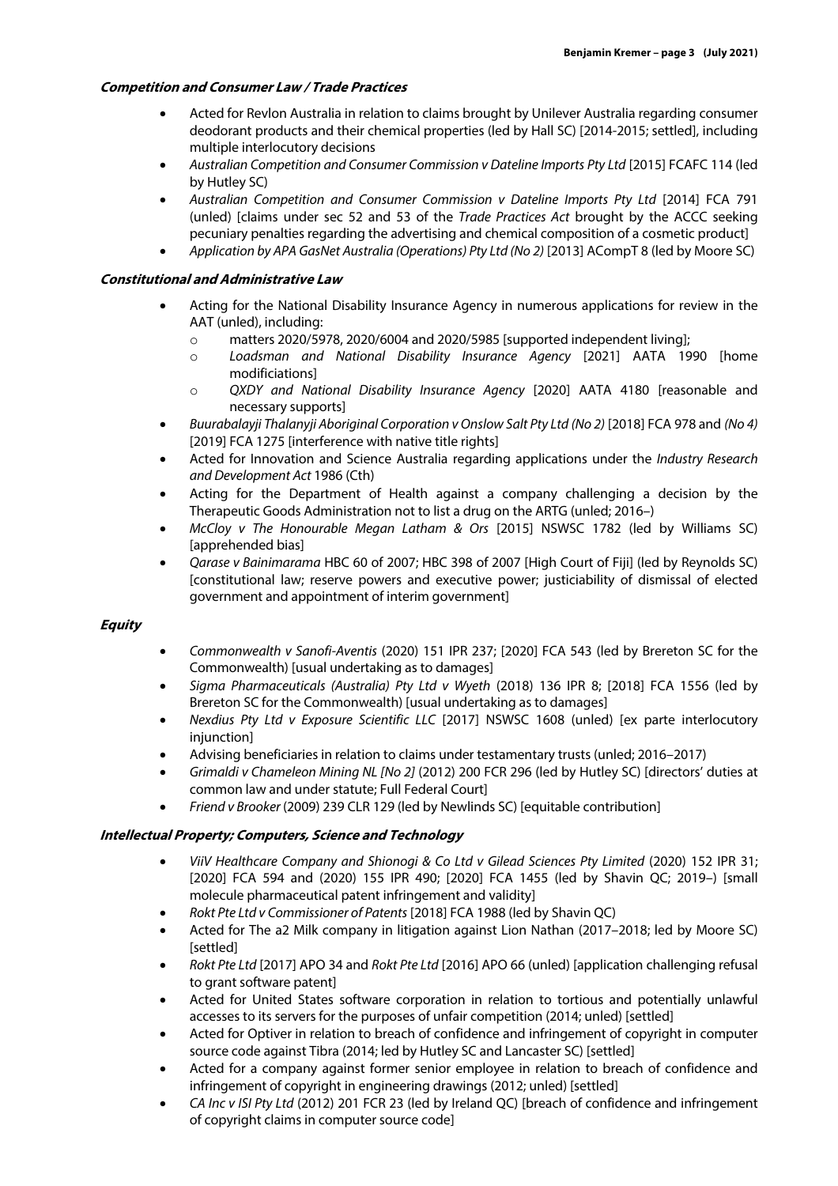### ***Competition and Consumer Law / Trade Practices***

- Acted for Revlon Australia in relation to claims brought by Unilever Australia regarding consumer deodorant products and their chemical properties (led by Hall SC) [2014-2015; settled], including multiple interlocutory decisions
- *Australian Competition and Consumer Commission v Dateline Imports Pty Ltd* [2015] FCAFC 114 (led by Hutley SC)
- *Australian Competition and Consumer Commission v Dateline Imports Pty Ltd* [2014] FCA 791 (unled) [claims under sec 52 and 53 of the *Trade Practices Act* brought by the ACCC seeking pecuniary penalties regarding the advertising and chemical composition of a cosmetic product]
- *Application by APA GasNet Australia (Operations) Pty Ltd (No 2)* [2013] ACompT 8 (led by Moore SC)

### ***Constitutional and Administrative Law***

- Acting for the National Disability Insurance Agency in numerous applications for review in the AAT (unled), including:
  - matters 2020/5978, 2020/6004 and 2020/5985 [supported independent living];
  - *Loadsman and National Disability Insurance Agency* [2021] AATA 1990 [home modificiations]
  - *QXDY and National Disability Insurance Agency* [2020] AATA 4180 [reasonable and necessary supports]
- *Buurabalayji Thalanyji Aboriginal Corporation v Onslow Salt Pty Ltd (No 2)* [2018] FCA 978 and *(No 4)* [2019] FCA 1275 [interference with native title rights]
- Acted for Innovation and Science Australia regarding applications under the *Industry Research and Development Act* 1986 (Cth)
- Acting for the Department of Health against a company challenging a decision by the Therapeutic Goods Administration not to list a drug on the ARTG (unled; 2016–)
- *McCloy v The Honourable Megan Latham & Ors* [2015] NSWSC 1782 (led by Williams SC) [apprehended bias]
- *Qarase v Bainimarama* HBC 60 of 2007; HBC 398 of 2007 [High Court of Fiji] (led by Reynolds SC) [constitutional law; reserve powers and executive power; justiciability of dismissal of elected government and appointment of interim government]

### ***Equity***

- *Commonwealth v Sanofi-Aventis* (2020) 151 IPR 237; [2020] FCA 543 (led by Brereton SC for the Commonwealth) [usual undertaking as to damages]
- *Sigma Pharmaceuticals (Australia) Pty Ltd v Wyeth* (2018) 136 IPR 8; [2018] FCA 1556 (led by Brereton SC for the Commonwealth) [usual undertaking as to damages]
- *Nexdius Pty Ltd v Exposure Scientific LLC* [2017] NSWSC 1608 (unled) [ex parte interlocutory injunction]
- Advising beneficiaries in relation to claims under testamentary trusts (unled; 2016–2017)
- *Grimaldi v Chameleon Mining NL [No 2]* (2012) 200 FCR 296 (led by Hutley SC) [directors' duties at common law and under statute; Full Federal Court]
- *Friend v Brooker* (2009) 239 CLR 129 (led by Newlinds SC) [equitable contribution]

### ***Intellectual Property; Computers, Science and Technology***

- *ViiV Healthcare Company and Shionogi & Co Ltd v Gilead Sciences Pty Limited* (2020) 152 IPR 31; [2020] FCA 594 and (2020) 155 IPR 490; [2020] FCA 1455 (led by Shavin QC; 2019–) [small molecule pharmaceutical patent infringement and validity]
- *Rokt Pte Ltd v Commissioner of Patents* [2018] FCA 1988 (led by Shavin QC)
- Acted for The a2 Milk company in litigation against Lion Nathan (2017–2018; led by Moore SC) [settled]
- *Rokt Pte Ltd* [2017] APO 34 and *Rokt Pte Ltd* [2016] APO 66 (unled) [application challenging refusal to grant software patent]
- Acted for United States software corporation in relation to tortious and potentially unlawful accesses to its servers for the purposes of unfair competition (2014; unled) [settled]
- Acted for Optiver in relation to breach of confidence and infringement of copyright in computer source code against Tibra (2014; led by Hutley SC and Lancaster SC) [settled]
- Acted for a company against former senior employee in relation to breach of confidence and infringement of copyright in engineering drawings (2012; unled) [settled]
- *CA Inc v ISI Pty Ltd* (2012) 201 FCR 23 (led by Ireland QC) [breach of confidence and infringement of copyright claims in computer source code]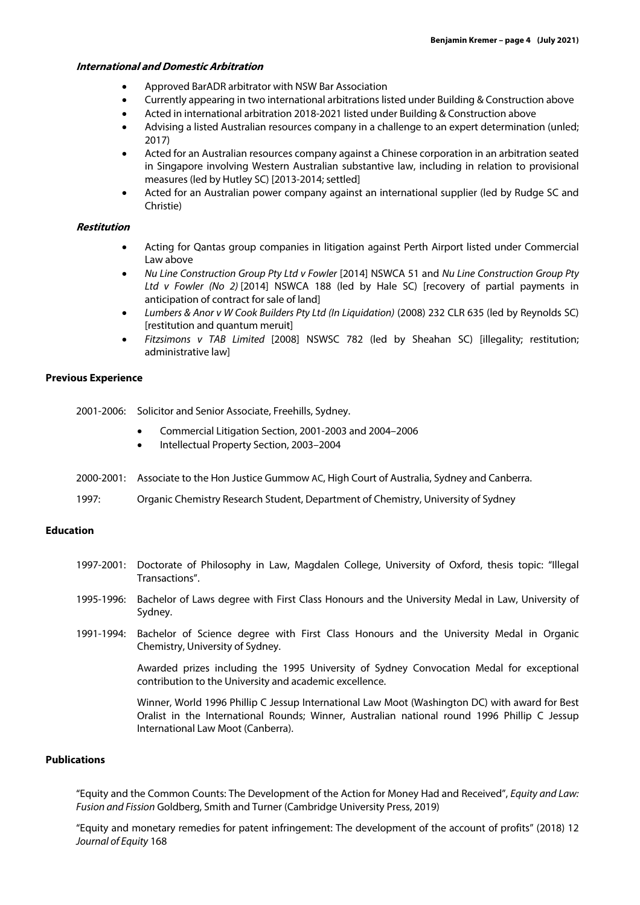***International and Domestic Arbitration***

- Approved BarADR arbitrator with NSW Bar Association
- Currently appearing in two international arbitrations listed under Building & Construction above
- Acted in international arbitration 2018-2021 listed under Building & Construction above
- Advising a listed Australian resources company in a challenge to an expert determination (unled; 2017)
- Acted for an Australian resources company against a Chinese corporation in an arbitration seated in Singapore involving Western Australian substantive law, including in relation to provisional measures (led by Hutley SC) [2013-2014; settled]
- Acted for an Australian power company against an international supplier (led by Rudge SC and Christie)

***Restitution***

- Acting for Qantas group companies in litigation against Perth Airport listed under Commercial Law above
- *Nu Line Construction Group Pty Ltd v Fowler* [2014] NSWCA 51 and *Nu Line Construction Group Pty Ltd v Fowler (No 2)* [2014] NSWCA 188 (led by Hale SC) [recovery of partial payments in anticipation of contract for sale of land]
- *Lumbers & Anor v W Cook Builders Pty Ltd (In Liquidation)* (2008) 232 CLR 635 (led by Reynolds SC) [restitution and quantum meruit]
- *Fitzsimons v TAB Limited* [2008] NSWSC 782 (led by Sheahan SC) [illegality; restitution; administrative law]

**Previous Experience**

2001-2006: Solicitor and Senior Associate, Freehills, Sydney.

- Commercial Litigation Section, 2001-2003 and 2004–2006
- Intellectual Property Section, 2003–2004

2000-2001: Associate to the Hon Justice Gummow AC, High Court of Australia, Sydney and Canberra.

1997: Organic Chemistry Research Student, Department of Chemistry, University of Sydney

**Education**

1997-2001: Doctorate of Philosophy in Law, Magdalen College, University of Oxford, thesis topic: "Illegal Transactions".

1995-1996: Bachelor of Laws degree with First Class Honours and the University Medal in Law, University of Sydney.

1991-1994: Bachelor of Science degree with First Class Honours and the University Medal in Organic Chemistry, University of Sydney.

Awarded prizes including the 1995 University of Sydney Convocation Medal for exceptional contribution to the University and academic excellence.

Winner, World 1996 Phillip C Jessup International Law Moot (Washington DC) with award for Best Oralist in the International Rounds; Winner, Australian national round 1996 Phillip C Jessup International Law Moot (Canberra).

**Publications**

"Equity and the Common Counts: The Development of the Action for Money Had and Received", *Equity and Law: Fusion and Fission* Goldberg, Smith and Turner (Cambridge University Press, 2019)

"Equity and monetary remedies for patent infringement: The development of the account of profits" (2018) 12 *Journal of Equity* 168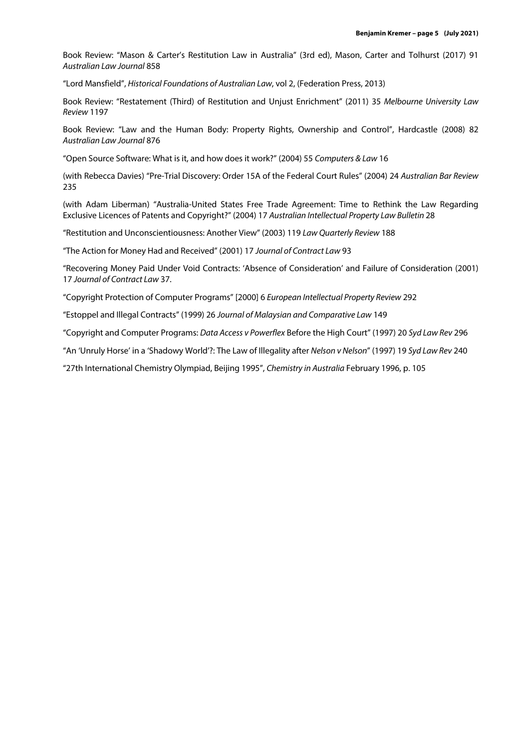Book Review: "Mason & Carter's Restitution Law in Australia" (3rd ed), Mason, Carter and Tolhurst (2017) 91 *Australian Law Journal* 858

"Lord Mansfield", *Historical Foundations of Australian Law*, vol 2, (Federation Press, 2013)

Book Review: "Restatement (Third) of Restitution and Unjust Enrichment" (2011) 35 *Melbourne University Law Review* 1197

Book Review: "Law and the Human Body: Property Rights, Ownership and Control", Hardcastle (2008) 82 *Australian Law Journal* 876

"Open Source Software: What is it, and how does it work?" (2004) 55 *Computers & Law* 16

(with Rebecca Davies) "Pre-Trial Discovery: Order 15A of the Federal Court Rules" (2004) 24 *Australian Bar Review* 235

(with Adam Liberman) "Australia-United States Free Trade Agreement: Time to Rethink the Law Regarding Exclusive Licences of Patents and Copyright?" (2004) 17 *Australian Intellectual Property Law Bulletin* 28

"Restitution and Unconscientiousness: Another View" (2003) 119 *Law Quarterly Review* 188

"The Action for Money Had and Received" (2001) 17 *Journal of Contract Law* 93

"Recovering Money Paid Under Void Contracts: 'Absence of Consideration' and Failure of Consideration (2001) 17 *Journal of Contract Law* 37.

"Copyright Protection of Computer Programs" [2000] 6 *European Intellectual Property Review* 292

"Estoppel and Illegal Contracts" (1999) 26 *Journal of Malaysian and Comparative Law* 149

"Copyright and Computer Programs: *Data Access v Powerflex* Before the High Court" (1997) 20 *Syd Law Rev* 296

"An 'Unruly Horse' in a 'Shadowy World'?: The Law of Illegality after *Nelson v Nelson*" (1997) 19 *Syd Law Rev* 240

"27th International Chemistry Olympiad, Beijing 1995", *Chemistry in Australia* February 1996, p. 105